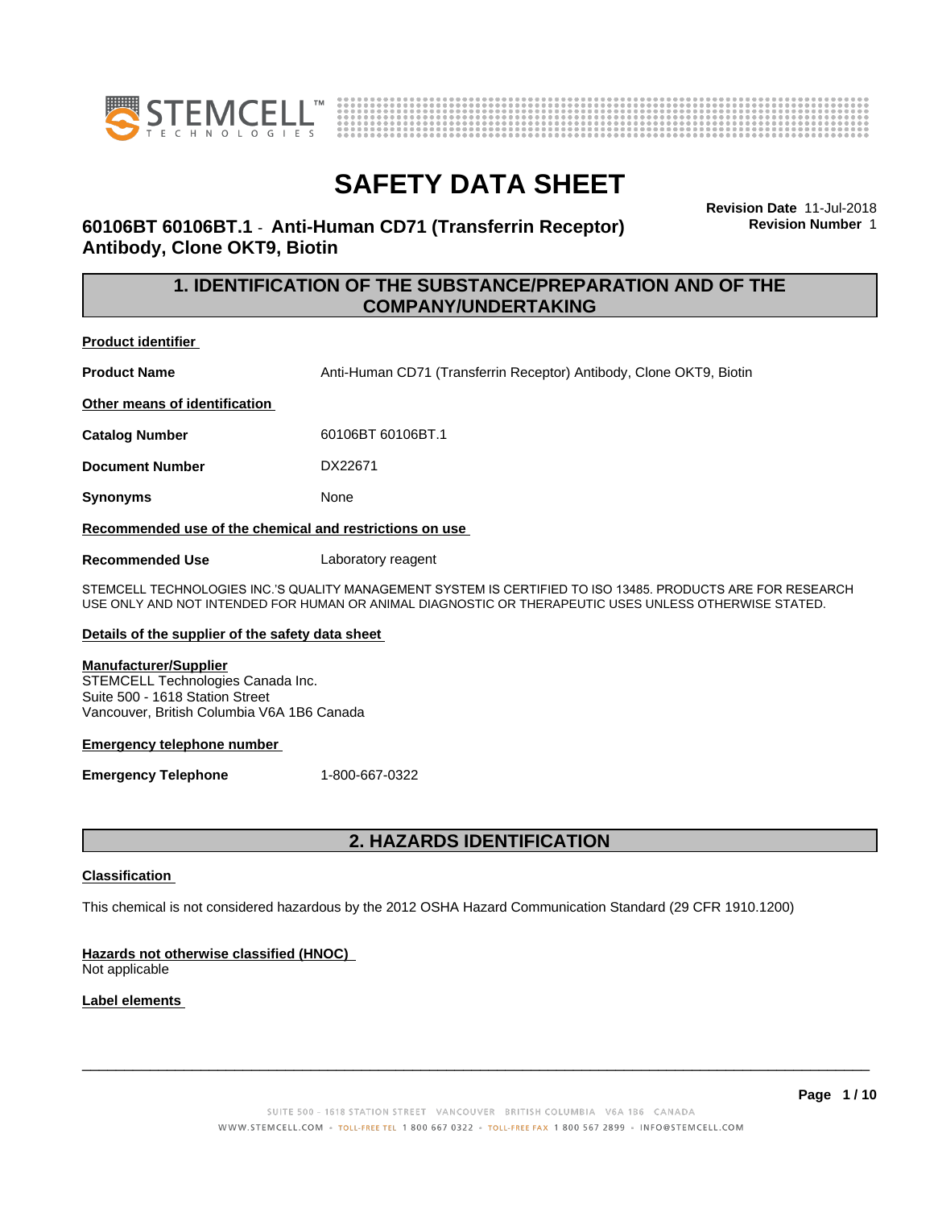# SAFETY DATA SHEET

**Revision Date** 11-Jul-2018
**Revision Number** 1

## 60106BT 60106BT.1 - Anti-Human CD71 (Transferrin Receptor) Antibody, Clone OKT9, Biotin

## 1. IDENTIFICATION OF THE SUBSTANCE/PREPARATION AND OF THE COMPANY/UNDERTAKING

**Product identifier**

**Product Name** Anti-Human CD71 (Transferrin Receptor) Antibody, Clone OKT9, Biotin

**Other means of identification**

**Catalog Number** 60106BT 60106BT.1

**Document Number** DX22671

**Synonyms** None

**Recommended use of the chemical and restrictions on use**

**Recommended Use** Laboratory reagent

STEMCELL TECHNOLOGIES INC.'S QUALITY MANAGEMENT SYSTEM IS CERTIFIED TO ISO 13485. PRODUCTS ARE FOR RESEARCH USE ONLY AND NOT INTENDED FOR HUMAN OR ANIMAL DIAGNOSTIC OR THERAPEUTIC USES UNLESS OTHERWISE STATED.

**Details of the supplier of the safety data sheet**

**Manufacturer/Supplier**
STEMCELL Technologies Canada Inc.
Suite 500 - 1618 Station Street
Vancouver, British Columbia V6A 1B6 Canada

**Emergency telephone number**

**Emergency Telephone** 1-800-667-0322

## 2. HAZARDS IDENTIFICATION

**Classification**

This chemical is not considered hazardous by the 2012 OSHA Hazard Communication Standard (29 CFR 1910.1200)

**Hazards not otherwise classified (HNOC)**
Not applicable

**Label elements**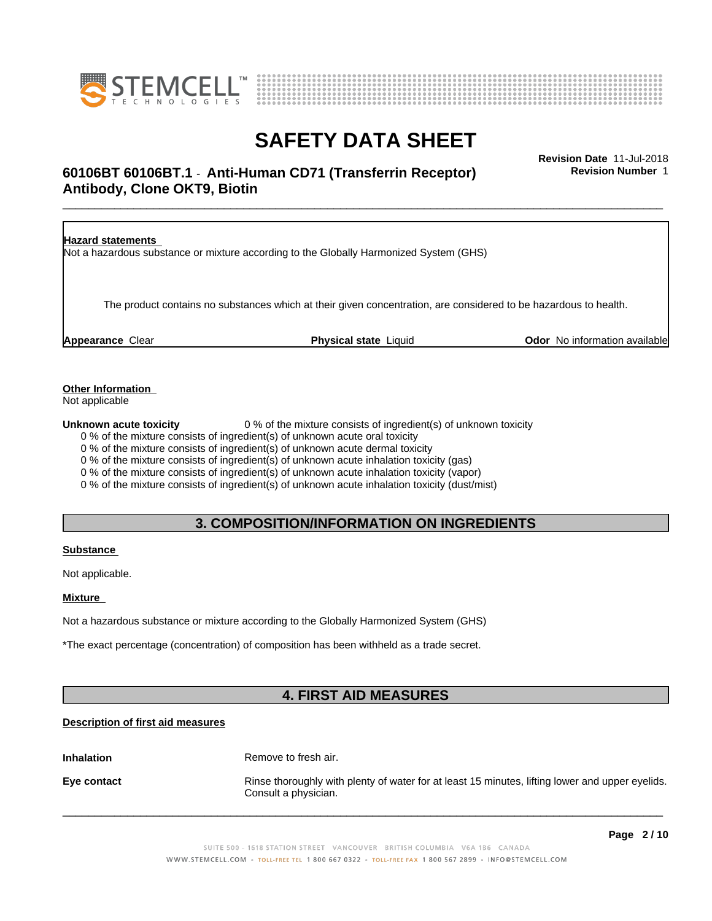**Hazard statements**

Not a hazardous substance or mixture according to the Globally Harmonized System (GHS)

The product contains no substances which at their given concentration, are considered to be hazardous to health.

**Appearance** Clear **Physical state** Liquid **Odor** No information available

**Other Information**

Not applicable

**Unknown acute toxicity** 0 % of the mixture consists of ingredient(s) of unknown toxicity

0 % of the mixture consists of ingredient(s) of unknown acute oral toxicity
0 % of the mixture consists of ingredient(s) of unknown acute dermal toxicity
0 % of the mixture consists of ingredient(s) of unknown acute inhalation toxicity (gas)
0 % of the mixture consists of ingredient(s) of unknown acute inhalation toxicity (vapor)
0 % of the mixture consists of ingredient(s) of unknown acute inhalation toxicity (dust/mist)

## 3. COMPOSITION/INFORMATION ON INGREDIENTS

**Substance**

Not applicable.

**Mixture**

Not a hazardous substance or mixture according to the Globally Harmonized System (GHS)

*The exact percentage (concentration) of composition has been withheld as a trade secret.

## 4. FIRST AID MEASURES

**Description of first aid measures**

**Inhalation** Remove to fresh air.

**Eye contact** Rinse thoroughly with plenty of water for at least 15 minutes, lifting lower and upper eyelids. Consult a physician.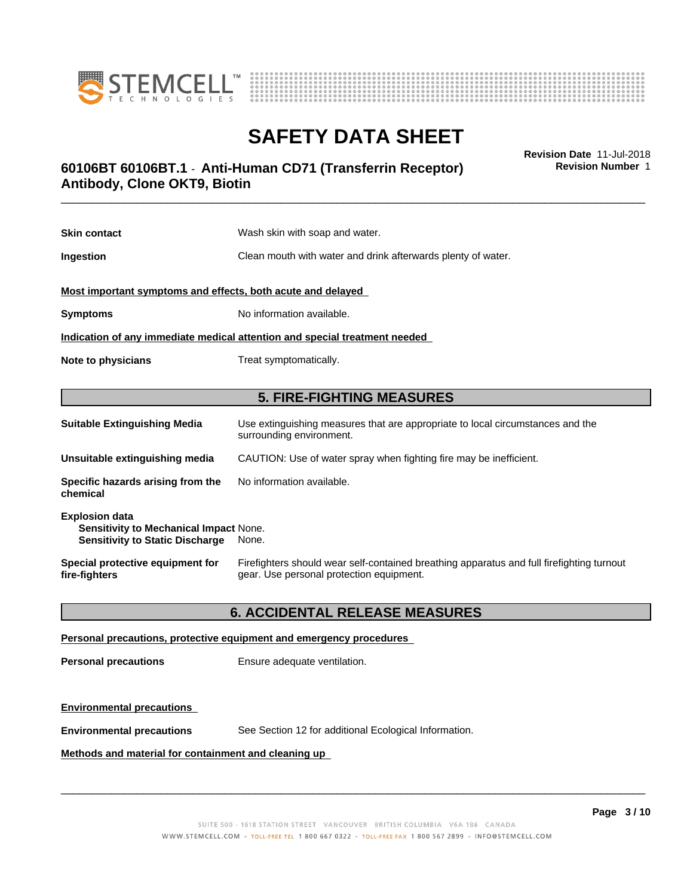**Skin contact** Wash skin with soap and water.

**Ingestion** Clean mouth with water and drink afterwards plenty of water.

**Most important symptoms and effects, both acute and delayed**

**Symptoms** No information available.

**Indication of any immediate medical attention and special treatment needed**

**Note to physicians** Treat symptomatically.

## 5. FIRE-FIGHTING MEASURES

**Suitable Extinguishing Media** Use extinguishing measures that are appropriate to local circumstances and the surrounding environment.

**Unsuitable extinguishing media** CAUTION: Use of water spray when fighting fire may be inefficient.

**Specific hazards arising from the chemical** No information available.

**Explosion data**
**Sensitivity to Mechanical Impact** None.
**Sensitivity to Static Discharge** None.

**Special protective equipment for fire-fighters** Firefighters should wear self-contained breathing apparatus and full firefighting turnout gear. Use personal protection equipment.

## 6. ACCIDENTAL RELEASE MEASURES

**Personal precautions, protective equipment and emergency procedures**

**Personal precautions** Ensure adequate ventilation.

**Environmental precautions**

**Environmental precautions** See Section 12 for additional Ecological Information.

**Methods and material for containment and cleaning up**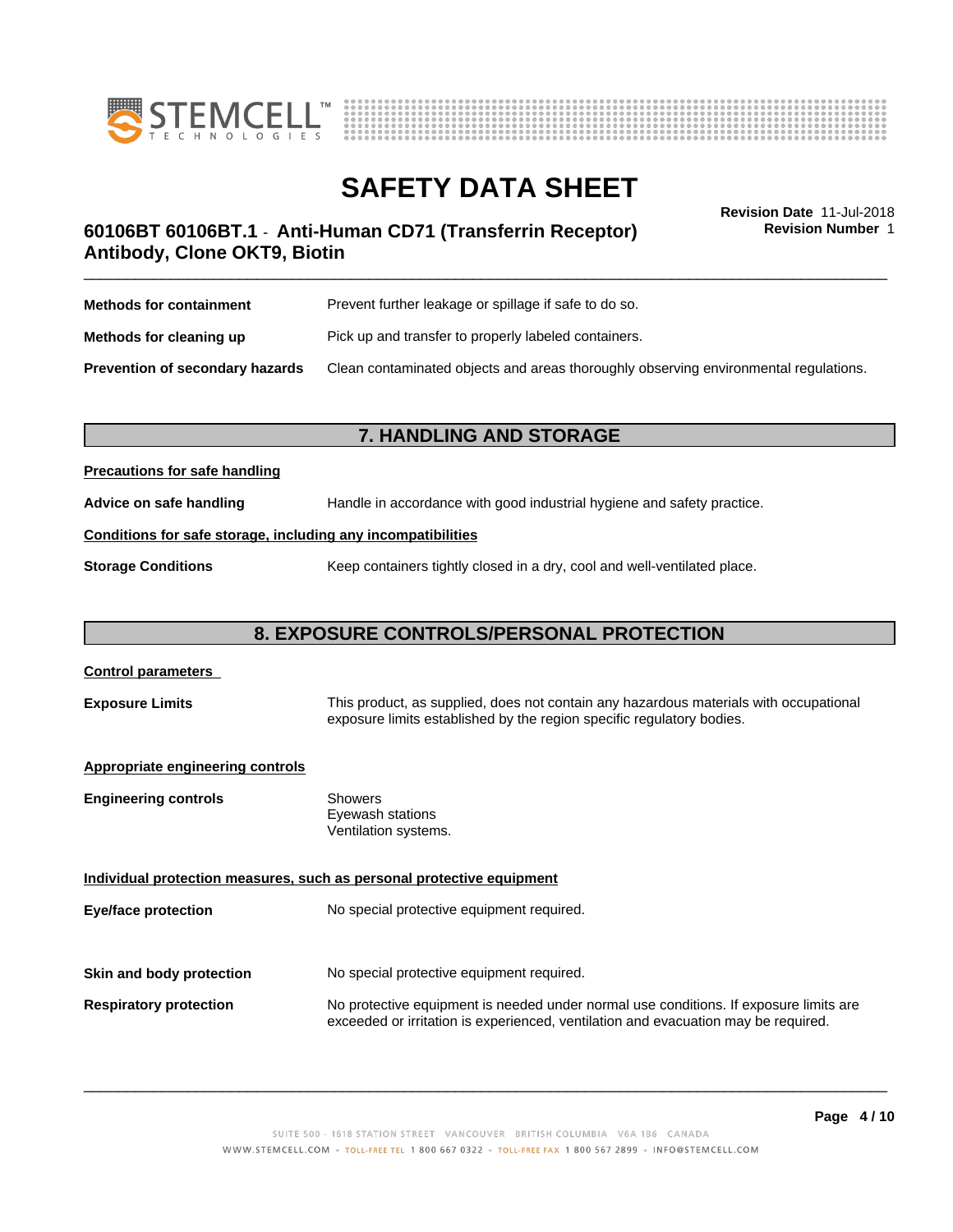| | |
|---|---|
| **Methods for containment** | Prevent further leakage or spillage if safe to do so. |
| **Methods for cleaning up** | Pick up and transfer to properly labeled containers. |
| **Prevention of secondary hazards** | Clean contaminated objects and areas thoroughly observing environmental regulations. |

## 7. HANDLING AND STORAGE

**Precautions for safe handling**

| | |
|---|---|
| **Advice on safe handling** | Handle in accordance with good industrial hygiene and safety practice. |

**Conditions for safe storage, including any incompatibilities**

| | |
|---|---|
| **Storage Conditions** | Keep containers tightly closed in a dry, cool and well-ventilated place. |

## 8. EXPOSURE CONTROLS/PERSONAL PROTECTION

**Control parameters**

| | |
|---|---|
| **Exposure Limits** | This product, as supplied, does not contain any hazardous materials with occupational exposure limits established by the region specific regulatory bodies. |

**Appropriate engineering controls**

| | |
|---|---|
| **Engineering controls** | Showers<br>Eyewash stations<br>Ventilation systems. |

**Individual protection measures, such as personal protective equipment**

| | |
|---|---|
| **Eye/face protection** | No special protective equipment required. |
| **Skin and body protection** | No special protective equipment required. |
| **Respiratory protection** | No protective equipment is needed under normal use conditions. If exposure limits are exceeded or irritation is experienced, ventilation and evacuation may be required. |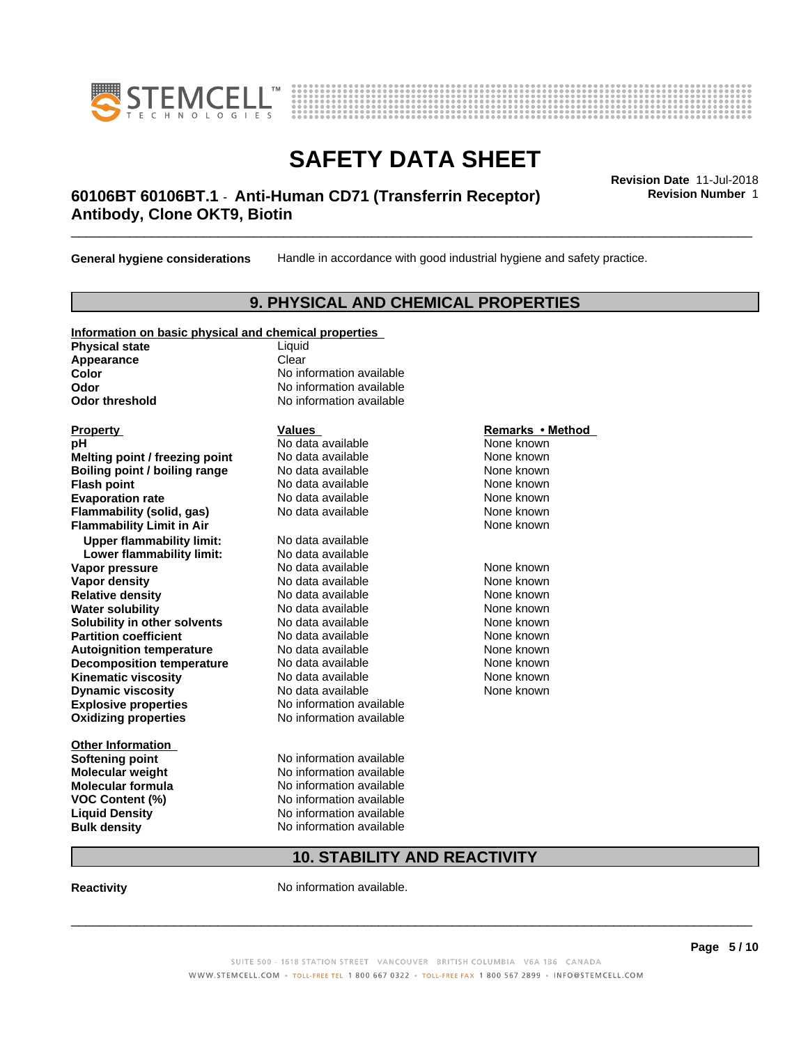| | |
|---|---|
| **General hygiene considerations** | Handle in accordance with good industrial hygiene and safety practice. |

## 9. PHYSICAL AND CHEMICAL PROPERTIES

**Information on basic physical and chemical properties**

| | |
|---|---|
| **Physical state** | Liquid |
| **Appearance** | Clear |
| **Color** | No information available |
| **Odor** | No information available |
| **Odor threshold** | No information available |

| Property | Values | Remarks • Method |
|---|---|---|
| **pH** | No data available | None known |
| **Melting point / freezing point** | No data available | None known |
| **Boiling point / boiling range** | No data available | None known |
| **Flash point** | No data available | None known |
| **Evaporation rate** | No data available | None known |
| **Flammability (solid, gas)** | No data available | None known |
| **Flammability Limit in Air** | | None known |
| **Upper flammability limit:** | No data available | |
| **Lower flammability limit:** | No data available | |
| **Vapor pressure** | No data available | None known |
| **Vapor density** | No data available | None known |
| **Relative density** | No data available | None known |
| **Water solubility** | No data available | None known |
| **Solubility in other solvents** | No data available | None known |
| **Partition coefficient** | No data available | None known |
| **Autoignition temperature** | No data available | None known |
| **Decomposition temperature** | No data available | None known |
| **Kinematic viscosity** | No data available | None known |
| **Dynamic viscosity** | No data available | None known |
| **Explosive properties** | No information available | |
| **Oxidizing properties** | No information available | |

**Other Information**

| | |
|---|---|
| **Softening point** | No information available |
| **Molecular weight** | No information available |
| **Molecular formula** | No information available |
| **VOC Content (%)** | No information available |
| **Liquid Density** | No information available |
| **Bulk density** | No information available |

## 10. STABILITY AND REACTIVITY

| | |
|---|---|
| **Reactivity** | No information available. |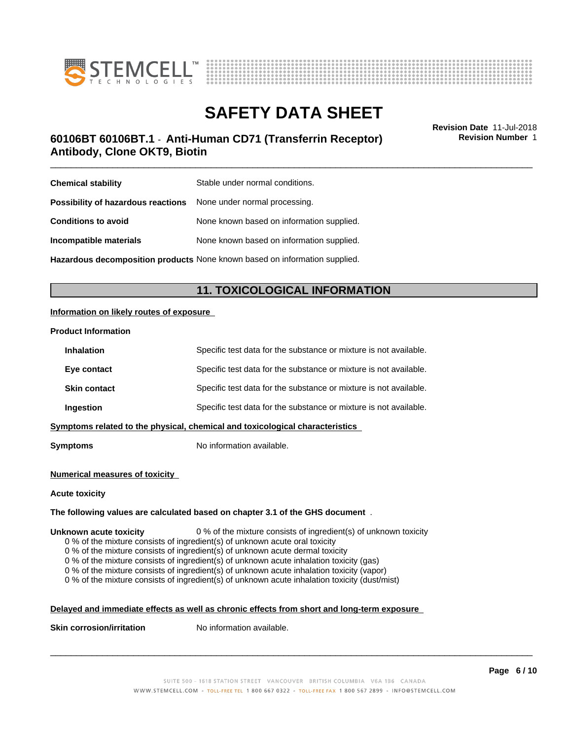| | |
|---|---|
| **Chemical stability** | Stable under normal conditions. |
| **Possibility of hazardous reactions** | None under normal processing. |
| **Conditions to avoid** | None known based on information supplied. |
| **Incompatible materials** | None known based on information supplied. |
| **Hazardous decomposition products** | None known based on information supplied. |

## 11. TOXICOLOGICAL INFORMATION

**Information on likely routes of exposure**

**Product Information**

| | |
|---|---|
| **Inhalation** | Specific test data for the substance or mixture is not available. |
| **Eye contact** | Specific test data for the substance or mixture is not available. |
| **Skin contact** | Specific test data for the substance or mixture is not available. |
| **Ingestion** | Specific test data for the substance or mixture is not available. |

**Symptoms related to the physical, chemical and toxicological characteristics**

**Symptoms** No information available.

**Numerical measures of toxicity**

**Acute toxicity**

**The following values are calculated based on chapter 3.1 of the GHS document** .

**Unknown acute toxicity** 0 % of the mixture consists of ingredient(s) of unknown toxicity

- 0 % of the mixture consists of ingredient(s) of unknown acute oral toxicity
- 0 % of the mixture consists of ingredient(s) of unknown acute dermal toxicity
- 0 % of the mixture consists of ingredient(s) of unknown acute inhalation toxicity (gas)
- 0 % of the mixture consists of ingredient(s) of unknown acute inhalation toxicity (vapor)
- 0 % of the mixture consists of ingredient(s) of unknown acute inhalation toxicity (dust/mist)

**Delayed and immediate effects as well as chronic effects from short and long-term exposure**

**Skin corrosion/irritation** No information available.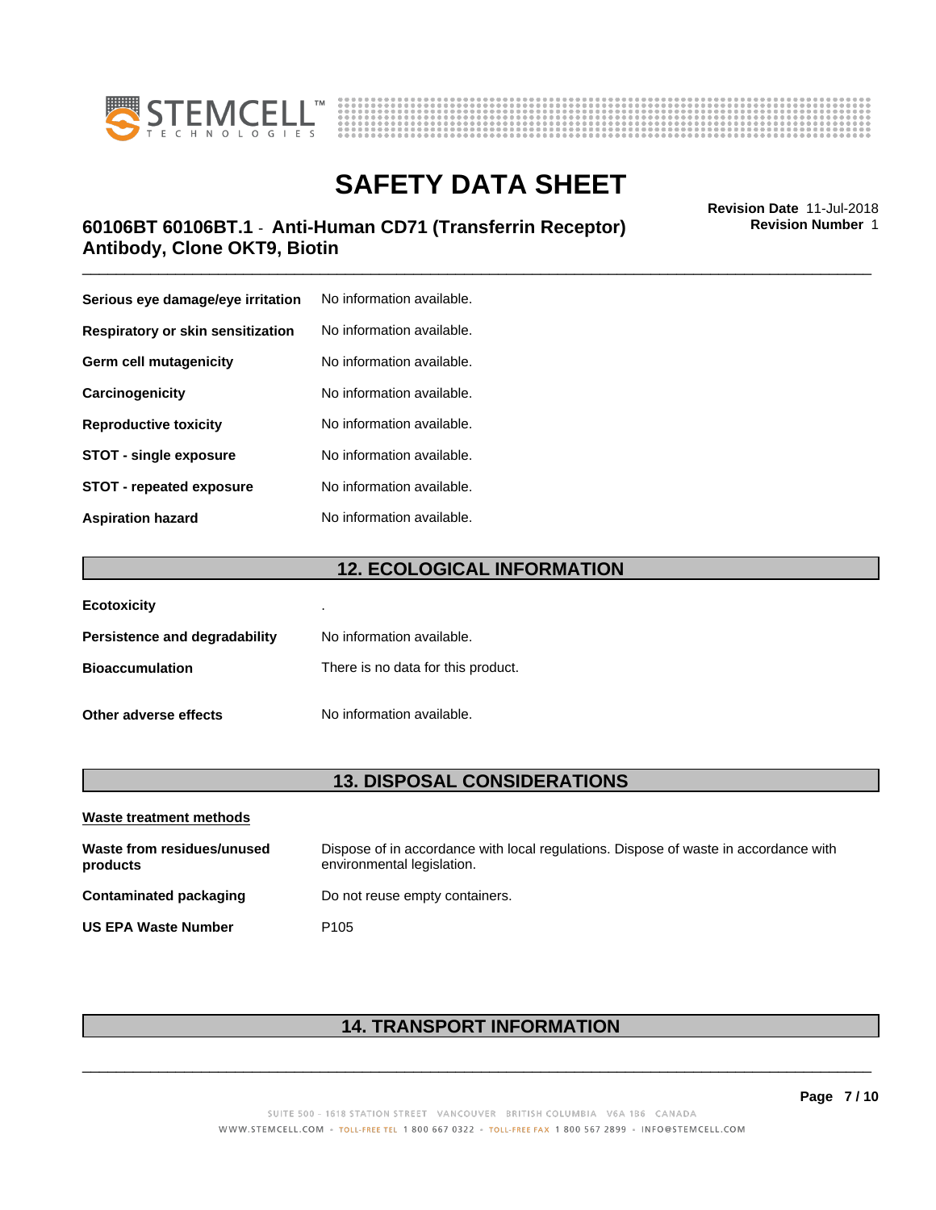| | |
|---|---|
| **Serious eye damage/eye irritation** | No information available. |
| **Respiratory or skin sensitization** | No information available. |
| **Germ cell mutagenicity** | No information available. |
| **Carcinogenicity** | No information available. |
| **Reproductive toxicity** | No information available. |
| **STOT - single exposure** | No information available. |
| **STOT - repeated exposure** | No information available. |
| **Aspiration hazard** | No information available. |

## 12. ECOLOGICAL INFORMATION

| | |
|---|---|
| **Ecotoxicity** | . |
| **Persistence and degradability** | No information available. |
| **Bioaccumulation** | There is no data for this product. |
| **Other adverse effects** | No information available. |

## 13. DISPOSAL CONSIDERATIONS

**Waste treatment methods**

| | |
|---|---|
| **Waste from residues/unused products** | Dispose of in accordance with local regulations. Dispose of waste in accordance with environmental legislation. |
| **Contaminated packaging** | Do not reuse empty containers. |
| **US EPA Waste Number** | P105 |

## 14. TRANSPORT INFORMATION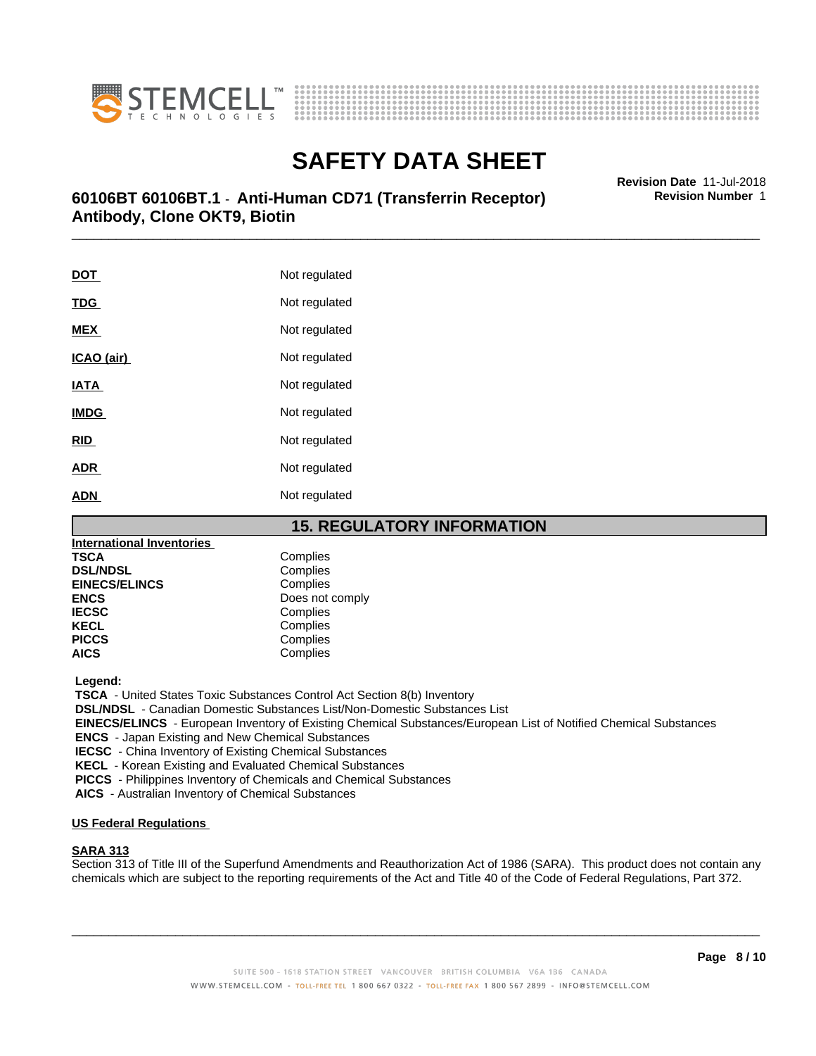| | |
|---|---|
| **DOT** | Not regulated |
| **TDG** | Not regulated |
| **MEX** | Not regulated |
| **ICAO (air)** | Not regulated |
| **IATA** | Not regulated |
| **IMDG** | Not regulated |
| **RID** | Not regulated |
| **ADR** | Not regulated |
| **ADN** | Not regulated |

## 15. REGULATORY INFORMATION

**International Inventories**

| | |
|---|---|
| **TSCA** | Complies |
| **DSL/NDSL** | Complies |
| **EINECS/ELINCS** | Complies |
| **ENCS** | Does not comply |
| **IECSC** | Complies |
| **KECL** | Complies |
| **PICCS** | Complies |
| **AICS** | Complies |

**Legend:**

**TSCA** - United States Toxic Substances Control Act Section 8(b) Inventory
**DSL/NDSL** - Canadian Domestic Substances List/Non-Domestic Substances List
**EINECS/ELINCS** - European Inventory of Existing Chemical Substances/European List of Notified Chemical Substances
**ENCS** - Japan Existing and New Chemical Substances
**IECSC** - China Inventory of Existing Chemical Substances
**KECL** - Korean Existing and Evaluated Chemical Substances
**PICCS** - Philippines Inventory of Chemicals and Chemical Substances
**AICS** - Australian Inventory of Chemical Substances

**US Federal Regulations**

**SARA 313**

Section 313 of Title III of the Superfund Amendments and Reauthorization Act of 1986 (SARA). This product does not contain any chemicals which are subject to the reporting requirements of the Act and Title 40 of the Code of Federal Regulations, Part 372.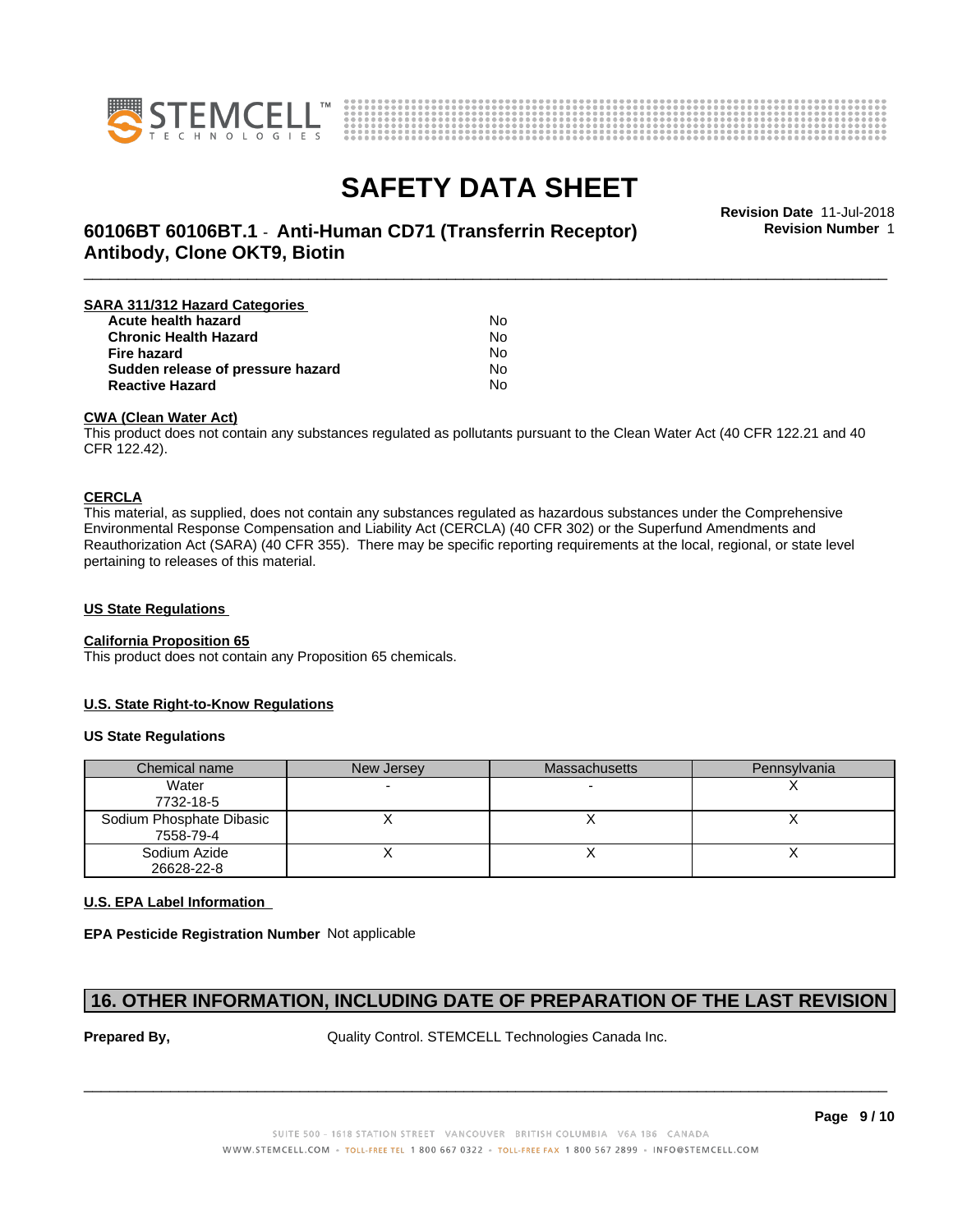#### SARA 311/312 Hazard Categories

| | |
|---|---|
| **Acute health hazard** | No |
| **Chronic Health Hazard** | No |
| **Fire hazard** | No |
| **Sudden release of pressure hazard** | No |
| **Reactive Hazard** | No |

#### CWA (Clean Water Act)

This product does not contain any substances regulated as pollutants pursuant to the Clean Water Act (40 CFR 122.21 and 40 CFR 122.42).

#### CERCLA

This material, as supplied, does not contain any substances regulated as hazardous substances under the Comprehensive Environmental Response Compensation and Liability Act (CERCLA) (40 CFR 302) or the Superfund Amendments and Reauthorization Act (SARA) (40 CFR 355). There may be specific reporting requirements at the local, regional, or state level pertaining to releases of this material.

#### US State Regulations

#### California Proposition 65

This product does not contain any Proposition 65 chemicals.

#### U.S. State Right-to-Know Regulations

#### US State Regulations

| Chemical name | New Jersey | Massachusetts | Pennsylvania |
|---|---|---|---|
| Water 7732-18-5 | - | - | X |
| Sodium Phosphate Dibasic 7558-79-4 | X | X | X |
| Sodium Azide 26628-22-8 | X | X | X |

#### U.S. EPA Label Information

**EPA Pesticide Registration Number** Not applicable

## 16. OTHER INFORMATION, INCLUDING DATE OF PREPARATION OF THE LAST REVISION

**Prepared By,** Quality Control. STEMCELL Technologies Canada Inc.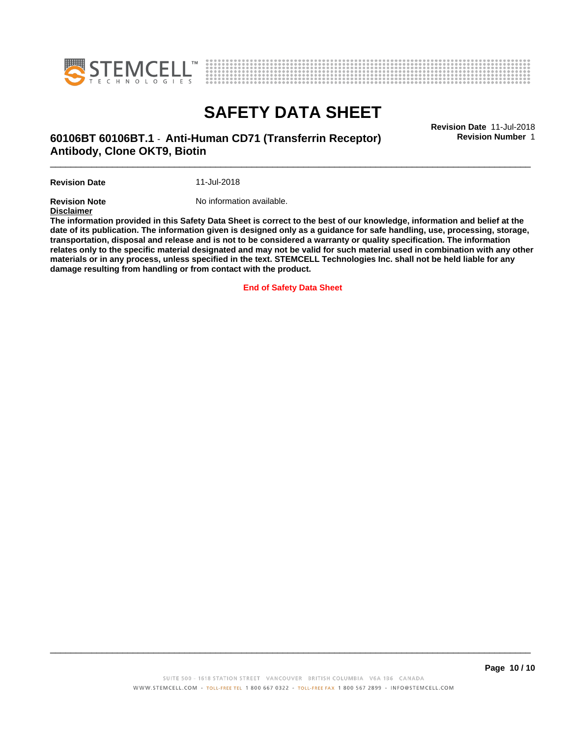| | |
|---|---|
| **Revision Date** | 11-Jul-2018 |
| **Revision Note** | No information available. |

**Disclaimer**

**The information provided in this Safety Data Sheet is correct to the best of our knowledge, information and belief at the date of its publication. The information given is designed only as a guidance for safe handling, use, processing, storage, transportation, disposal and release and is not to be considered a warranty or quality specification. The information relates only to the specific material designated and may not be valid for such material used in combination with any other materials or in any process, unless specified in the text. STEMCELL Technologies Inc. shall not be held liable for any damage resulting from handling or from contact with the product.**

**End of Safety Data Sheet**